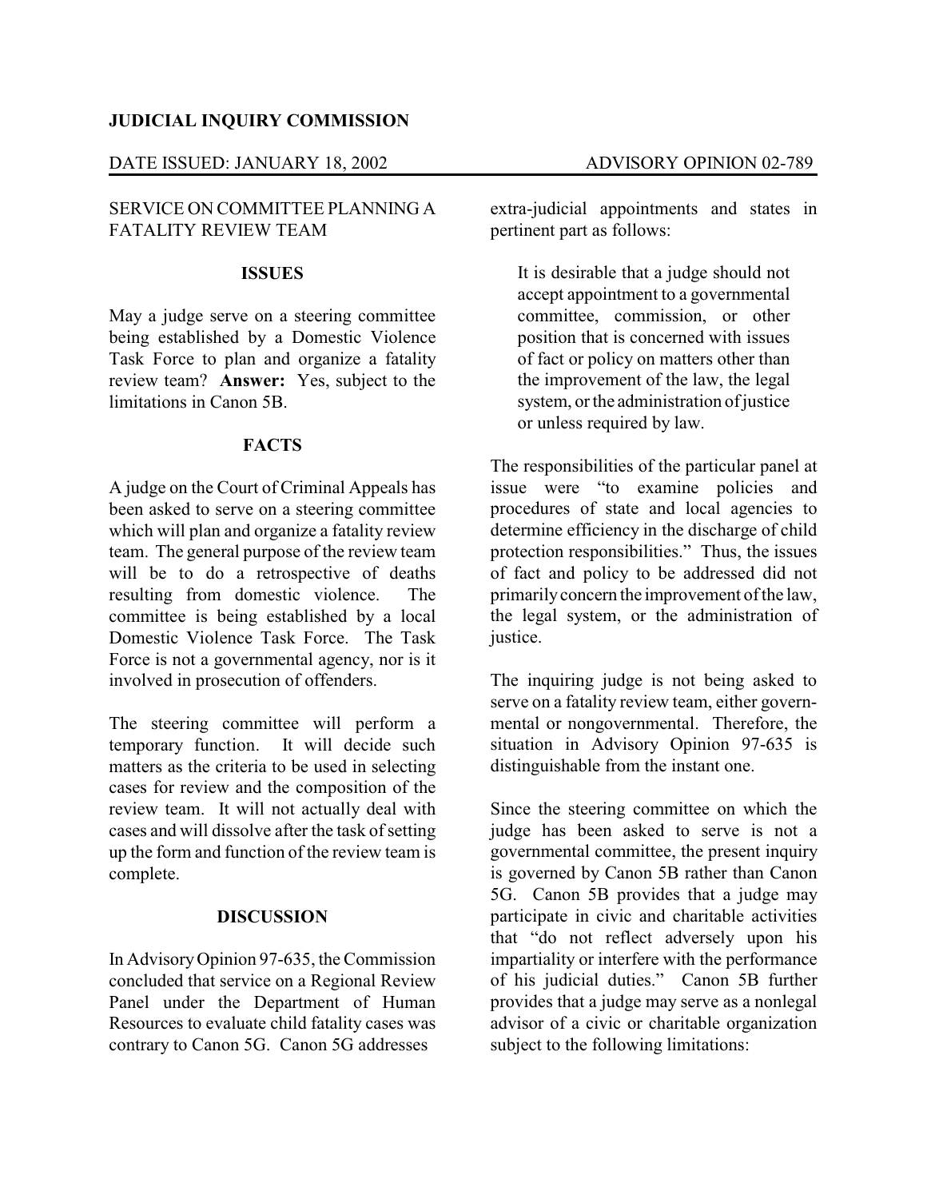**JUDICIAL INQUIRY COMMISSION**

DATE ISSUED: JANUARY 18, 2002 ADVISORY OPINION 02-789

SERVICE ON COMMITTEE PLANNING A FATALITY REVIEW TEAM

## ISSUES

May a judge serve on a steering committee being established by a Domestic Violence Task Force to plan and organize a fatality review team? **Answer:** Yes, subject to the limitations in Canon 5B.

## FACTS

A judge on the Court of Criminal Appeals has been asked to serve on a steering committee which will plan and organize a fatality review team. The general purpose of the review team will be to do a retrospective of deaths resulting from domestic violence. The committee is being established by a local Domestic Violence Task Force. The Task Force is not a governmental agency, nor is it involved in prosecution of offenders.

The steering committee will perform a temporary function. It will decide such matters as the criteria to be used in selecting cases for review and the composition of the review team. It will not actually deal with cases and will dissolve after the task of setting up the form and function of the review team is complete.

## DISCUSSION

In Advisory Opinion 97-635, the Commission concluded that service on a Regional Review Panel under the Department of Human Resources to evaluate child fatality cases was contrary to Canon 5G. Canon 5G addresses extra-judicial appointments and states in pertinent part as follows:

> It is desirable that a judge should not accept appointment to a governmental committee, commission, or other position that is concerned with issues of fact or policy on matters other than the improvement of the law, the legal system, or the administration of justice or unless required by law.

The responsibilities of the particular panel at issue were "to examine policies and procedures of state and local agencies to determine efficiency in the discharge of child protection responsibilities." Thus, the issues of fact and policy to be addressed did not primarily concern the improvement of the law, the legal system, or the administration of justice.

The inquiring judge is not being asked to serve on a fatality review team, either governmental or nongovernmental. Therefore, the situation in Advisory Opinion 97-635 is distinguishable from the instant one.

Since the steering committee on which the judge has been asked to serve is not a governmental committee, the present inquiry is governed by Canon 5B rather than Canon 5G. Canon 5B provides that a judge may participate in civic and charitable activities that "do not reflect adversely upon his impartiality or interfere with the performance of his judicial duties." Canon 5B further provides that a judge may serve as a nonlegal advisor of a civic or charitable organization subject to the following limitations: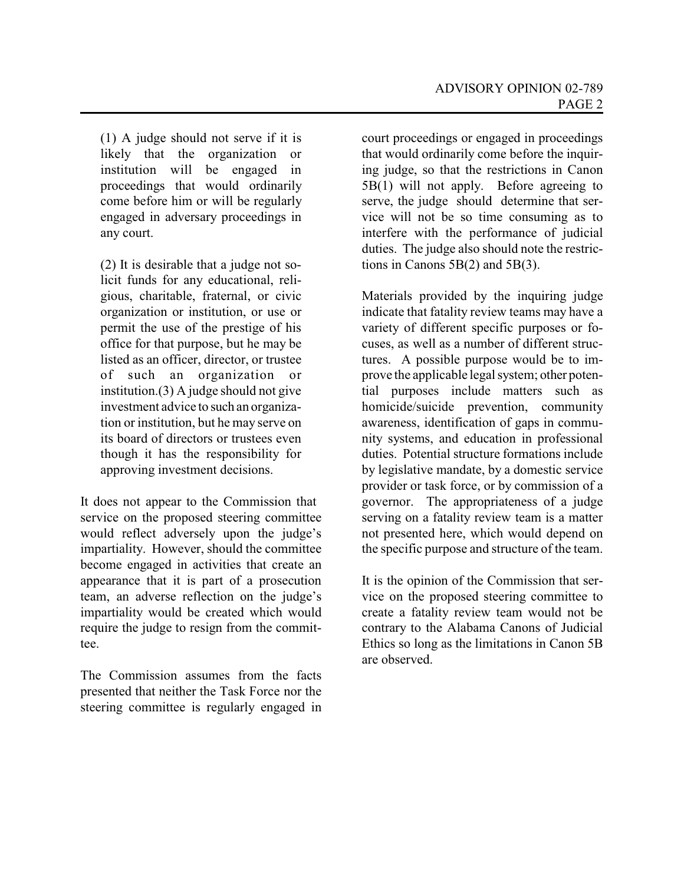(1) A judge should not serve if it is likely that the organization or institution will be engaged in proceedings that would ordinarily come before him or will be regularly engaged in adversary proceedings in any court.

(2) It is desirable that a judge not solicit funds for any educational, religious, charitable, fraternal, or civic organization or institution, or use or permit the use of the prestige of his office for that purpose, but he may be listed as an officer, director, or trustee of such an organization or institution.(3) A judge should not give investment advice to such an organization or institution, but he may serve on its board of directors or trustees even though it has the responsibility for approving investment decisions.

It does not appear to the Commission that service on the proposed steering committee would reflect adversely upon the judge's impartiality. However, should the committee become engaged in activities that create an appearance that it is part of a prosecution team, an adverse reflection on the judge's impartiality would be created which would require the judge to resign from the committee.

The Commission assumes from the facts presented that neither the Task Force nor the steering committee is regularly engaged in court proceedings or engaged in proceedings that would ordinarily come before the inquiring judge, so that the restrictions in Canon 5B(1) will not apply. Before agreeing to serve, the judge should determine that service will not be so time consuming as to interfere with the performance of judicial duties. The judge also should note the restrictions in Canons 5B(2) and 5B(3).

Materials provided by the inquiring judge indicate that fatality review teams may have a variety of different specific purposes or focuses, as well as a number of different structures. A possible purpose would be to improve the applicable legal system; other potential purposes include matters such as homicide/suicide prevention, community awareness, identification of gaps in community systems, and education in professional duties. Potential structure formations include by legislative mandate, by a domestic service provider or task force, or by commission of a governor. The appropriateness of a judge serving on a fatality review team is a matter not presented here, which would depend on the specific purpose and structure of the team.

It is the opinion of the Commission that service on the proposed steering committee to create a fatality review team would not be contrary to the Alabama Canons of Judicial Ethics so long as the limitations in Canon 5B are observed.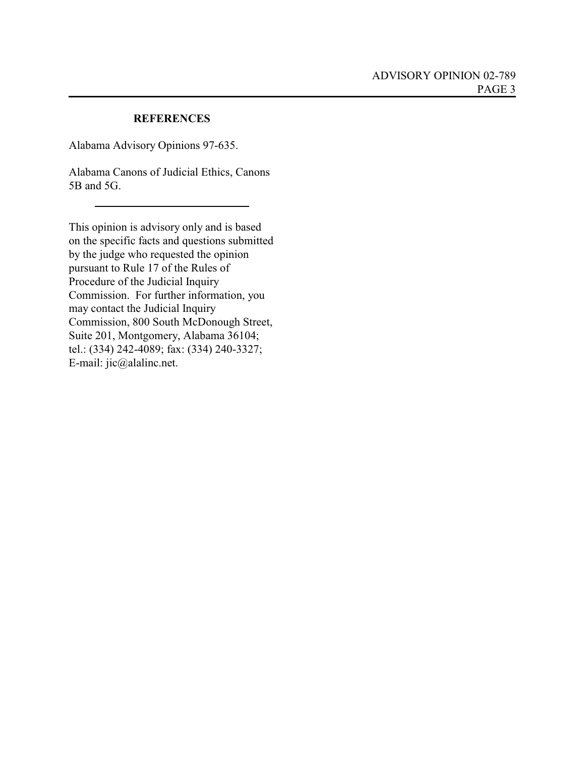**REFERENCES**

Alabama Advisory Opinions 97-635.

Alabama Canons of Judicial Ethics, Canons 5B and 5G.

---

This opinion is advisory only and is based on the specific facts and questions submitted by the judge who requested the opinion pursuant to Rule 17 of the Rules of Procedure of the Judicial Inquiry Commission. For further information, you may contact the Judicial Inquiry Commission, 800 South McDonough Street, Suite 201, Montgomery, Alabama 36104; tel.: (334) 242-4089; fax: (334) 240-3327; E-mail: jic@alalinc.net.